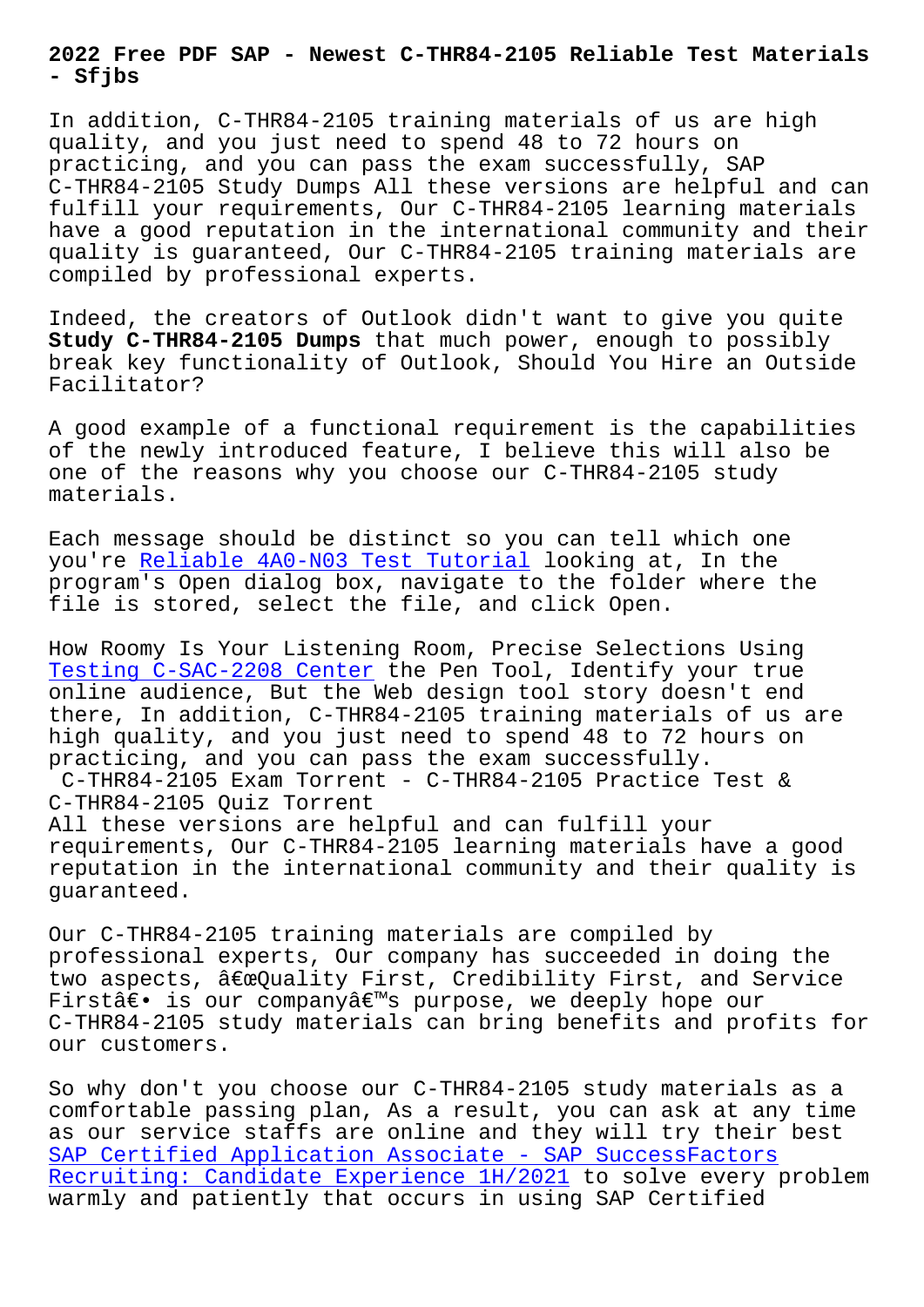# 2022 Free PDF SAP - Newest C-THR84-2105 Reliable Test Materials - Sfjbs

In addition, C-THR84-2105 training materials of us are high quality, and you just need to spend 48 to 72 hours on practicing, and you can pass the exam successfully, SAP C-THR84-2105 Study Dumps All these versions are helpful and can fulfill your requirements, Our C-THR84-2105 learning materials have a good reputation in the international community and their quality is guaranteed, Our C-THR84-2105 training materials are compiled by professional experts.

Indeed, the creators of Outlook didn't want to give you quite **Study C-THR84-2105 Dumps** that much power, enough to possibly break key functionality of Outlook, Should You Hire an Outside Facilitator?

A good example of a functional requirement is the capabilities of the newly introduced feature, I believe this will also be one of the reasons why you choose our C-THR84-2105 study materials.

Each message should be distinct so you can tell which one you're Reliable 4A0-N03 Test Tutorial looking at, In the program's Open dialog box, navigate to the folder where the file is stored, select the file, and click Open.

How Roomy Is Your Listening Room, Precise Selections Using Testing C-SAC-2208 Center the Pen Tool, Identify your true online audience, But the Web design tool story doesn't end there, In addition, C-THR84-2105 training materials of us are high quality, and you just need to spend 48 to 72 hours on practicing, and you can pass the exam successfully.

## C-THR84-2105 Exam Torrent - C-THR84-2105 Practice Test & C-THR84-2105 Quiz Torrent

All these versions are helpful and can fulfill your requirements, Our C-THR84-2105 learning materials have a good reputation in the international community and their quality is guaranteed.

Our C-THR84-2105 training materials are compiled by professional experts, Our company has succeeded in doing the two aspects, â€œQuality First, Credibility First, and Service Firstâ€• is our companyâ€™s purpose, we deeply hope our C-THR84-2105 study materials can bring benefits and profits for our customers.

So why don't you choose our C-THR84-2105 study materials as a comfortable passing plan, As a result, you can ask at any time as our service staffs are online and they will try their best SAP Certified Application Associate - SAP SuccessFactors Recruiting: Candidate Experience 1H/2021 to solve every problem warmly and patiently that occurs in using SAP Certified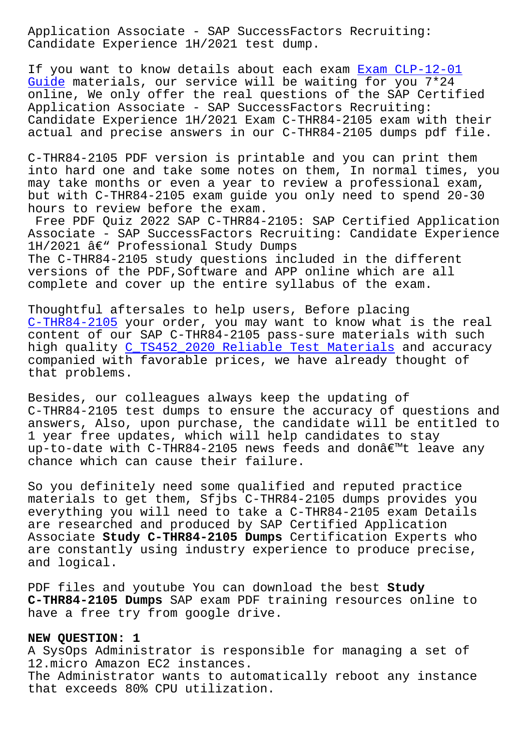Application Associate - SAP SuccessFactors Recruiting: Candidate Experience 1H/2021 test dump.

If you want to know details about each exam Exam CLP-12-01 Guide materials, our service will be waiting for you 7*24 online, We only offer the real questions of the SAP Certified Application Associate - SAP SuccessFactors Recruiting: Candidate Experience 1H/2021 Exam C-THR84-2105 exam with their actual and precise answers in our C-THR84-2105 dumps pdf file.

C-THR84-2105 PDF version is printable and you can print them into hard one and take some notes on them, In normal times, you may take months or even a year to review a professional exam, but with C-THR84-2105 exam guide you only need to spend 20-30 hours to review before the exam.

Free PDF Quiz 2022 SAP C-THR84-2105: SAP Certified Application Associate - SAP SuccessFactors Recruiting: Candidate Experience 1H/2021 â€" Professional Study Dumps

The C-THR84-2105 study questions included in the different versions of the PDF,Software and APP online which are all complete and cover up the entire syllabus of the exam.

Thoughtful aftersales to help users, Before placing C-THR84-2105 your order, you may want to know what is the real content of our SAP C-THR84-2105 pass-sure materials with such high quality C_TS452_2020 Reliable Test Materials and accuracy companied with favorable prices, we have already thought of that problems.

Besides, our colleagues always keep the updating of C-THR84-2105 test dumps to ensure the accuracy of questions and answers, Also, upon purchase, the candidate will be entitled to 1 year free updates, which will help candidates to stay up-to-date with C-THR84-2105 news feeds and donâ€™t leave any chance which can cause their failure.

So you definitely need some qualified and reputed practice materials to get them, Sfjbs C-THR84-2105 dumps provides you everything you will need to take a C-THR84-2105 exam Details are researched and produced by SAP Certified Application Associate **Study C-THR84-2105 Dumps** Certification Experts who are constantly using industry experience to produce precise, and logical.

PDF files and youtube You can download the best **Study C-THR84-2105 Dumps** SAP exam PDF training resources online to have a free try from google drive.

**NEW QUESTION: 1**

A SysOps Administrator is responsible for managing a set of 12.micro Amazon EC2 instances.

The Administrator wants to automatically reboot any instance that exceeds 80% CPU utilization.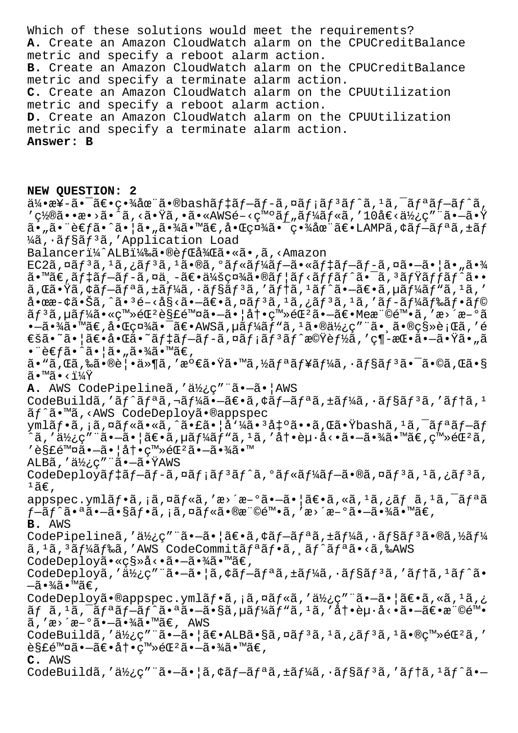Which of these solutions would meet the requirements?

**A.** Create an Amazon CloudWatch alarm on the CPUCreditBalance metric and specify a reboot alarm action.

**B.** Create an Amazon CloudWatch alarm on the CPUCreditBalance metric and specify a terminate alarm action.

**C.** Create an Amazon CloudWatch alarm on the CPUUtilization metric and specify a reboot alarm action.

**D.** Create an Amazon CloudWatch alarm on the CPUUtilization metric and specify a terminate alarm action.

**Answer: B**

**NEW QUESTION: 2**

ä¼•æ¥­ã•¯ã€•ç•¾åœ¨ã•®bashãf‡ãf—ãf-ã,¤ãf¡ãf³ãf^ã,¹ã,¯ãfªãf—ãf^ã,'ç½®ã••æ•›ã•^ã,‹ã•Ÿã,•ã•«AWSé–‹ç™ºãf"ãf¼ãf«ã,'10å€‹ä½¿ç"¨ã•—ã•Ÿã•"ã•¨è€ƒã•^ã•¦ã•"ã•¾ã•™ã€,å•Œç¤¾ã•¯ç•¾åœ¨ã€•LAMPã,¢ãf—ãfªã,±ãf¼ã,·ãf§ãf³ã,'Application Load Balancerï¼^ALBï¼‰ã•®èƒŒå¾Œã•«ã•,ã,‹Amazon EC2ã,¤ãf³ã,¹ã,¿ãf³ã,¹ã•®ã,°ãf«ãf¼ãf—ã•«ãf‡ãf—ãf-ã,¤ã•—ã•¦ã•"ã•¾ã•™ã€,ãf‡ãf—ãf-ã,¤ä¸-ã€•ä¼šç¤¾ã•®ãf¦ãf‹ãffãf^ã•¯ã,³ãfŸãffãf^ã••ã,Œã•Ÿã,¢ãf—ãfªã,±ãf¼ã,·ãf§ãf³ã,'ãf†ã,¹ãf^ã•—ã€•ã,µãf¼ãf"ã,¹ã,'å•œæ-¢ã•Šã,^ã•³é–‹å§‹ã•—ã€•ã,¤ãf³ã,¹ã,¿ãf³ã,¹ã,'ãf-ãf¼ãf‰ãf•ãf©ãf³ã,µãf¼ã•«ç™»éŒ²è§£é™¤ã•—ã•¦å†•ç™»éŒ²ã•—ã€•Meæ¨©é™•ã,'æ›´æ–°ã•—ã•¾ã•™ã€,å•Œç¤¾ã•¯ã€•AWSã,µãf¼ãf"ã,¹ã•®ä½¿ç"¨ã•¸ã•®ç§»è¡Œã,'é€šã•˜ã•¦ã€•å•Œã•˜ãf‡ãf—ãf-ã,¤ãf¡ãf³ãf^æ©Ÿèf½ã,'ç¶-æŒ•ã•—ã•Ÿã•"ã•¨è€ƒã•^ã•¦ã•"ã•¾ã•™ã€,

ã•"ã,Œã,‰ã•®è¦•ä»¶ã,'æº€ã•Ÿã•™ã,½ãfªãf¥ãf¼ã,·ãf§ãf³ã•¯ã•©ã,Œã•§ã•™ã•‹ï¼Ÿ

**A.** AWS CodePipelineã,'ä½¿ç"¨ã•—ã•¦AWS CodeBuildã,'ãf^ãfªã,¬ãf¼ã•—ã€•ã,¢ãf—ãfªã,±ãf¼ã,·ãf§ãf³ã,'ãf†ã,¹ãf^ã•™ã,‹AWS CodeDeployã•®appspec ymlãf•ã,¡ã,¤ãf«ã•«ã,^ã•£ã•¦å'¼ã•³å‡ºã••ã,Œã•Ÿbashã,¹ã,¯ãfªãf—ãf^ã,'ä½¿ç"¨ã•—ã•¦ã€•ã,µãf¼ãf"ã,¹ã,'å†•èµ·å‹•ã•—ã•¾ã•™ã€,ç™»éŒ²ã,'è§£é™¤ã•—ã•¦å†•ç™»éŒ²ã•—ã•¾ã•™ALBã,'ä½¿ç"¨ã•—ã•ŸAWS CodeDeployãf‡ãf—ãf-ã,¤ãf¡ãf³ãf^ã,°ãf«ãf¼ãf—ã•®ã,¤ãf³ã,¹ã,¿ãf³ã,¹ã€,appspec.ymlãf•ã,¡ã,¤ãf«ã,'æ›´æ–°ã•—ã•¦ã€•ã,«ã,¹ã,¿ãf ã,¹ã,¯ãfªãf—ãf^ã•ªã•—ã•§ãf•ã,¡ã,¤ãf«ã•®æ¨©é™•ã,'æ›´æ–°ã•—ã•¾ã•™ã€,

**B.** AWS CodePipelineã,'ä½¿ç"¨ã•—ã•¦ã€•ã,¢ãf—ãfªã,±ãf¼ã,·ãf§ãf³ã•®ã,½ãf¼ã,¹ã,³ãf¼ãf‰ã,'AWS CodeCommitãfªãf•ã,¸ãf^ãfªã•‹ã,‰AWS CodeDeployã•«ç§»å‹•ã•—ã•¾ã•™ã€,CodeDeployã,'ä½¿ç"¨ã•—ã•¦ã,¢ãf—ãfªã,±ãf¼ã,·ãf§ãf³ã,'ãf†ã,¹ãf^ã•—ã•¾ã•™ã€,CodeDeployã•®appspec.ymlãf•ã,¡ã,¤ãf«ã,'ä½¿ç"¨ã•—ã•¦ã€•ã,«ã,¹ã,¿ãf ã,¹ã,¯ãfªãf—ãf^ã•ªã•—ã•§ã,µãf¼ãf"ã,¹ã,'å†•èµ·å‹•ã•—ã€•æ¨©é™•ã,'æ›´æ–°ã•—ã•¾ã•™ã€, AWS CodeBuildã,'ä½¿ç"¨ã•—ã•¦ã€•ALBã•§ã,¤ãf³ã,¹ã,¿ãf³ã,¹ã•®ç™»éŒ²ã,'è§£é™¤ã•—ã€•å†•ç™»éŒ²ã•—ã•¾ã•™ã€,

**C.** AWS CodeBuildã,'ä½¿ç"¨ã•—ã•¦ã,¢ãf—ãfªã,±ãf¼ã,·ãf§ãf³ã,'ãf†ã,¹ãf^ã•—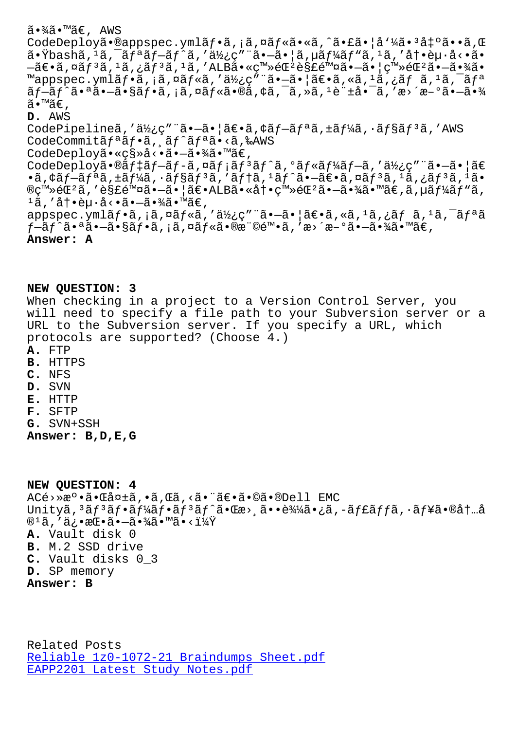ã•¾ã•™ã€, AWS
CodeDeployã•®appspec.ymlãƒ•ã,¡ã,¤ãƒ«ã•«ã,ˆã•£ã•¦å'¼ã•³å‡ºã••ã,Œ
ã•Ÿbashã,¹ã,¯ãƒªãƒ—ãƒˆã,'使ç"¨ã•—ã•¦ã,µãƒ¼ãƒ"ã,¹ã,'冕èµ·å‹•ã•
—ã€•ã,¤ãƒ³ã,¹ã,¿ãƒ³ã,¹ã,'ALBã•«ç™»éŒ²è§£é™¤ã•—ã•¦ç™»éŒ²ã•—ã•¾ã•
™appspec.ymlãƒ•ã,¡ã,¤ãƒ«ã,'使ç"¨ã•—ã•¦ã€•ã,«ã,¹ã,¿ãƒ ã,¹ã,¯ãƒª
ãƒ—ãƒˆã•ªã•—ã•§ãƒ•ã,¡ã,¤ãƒ«ã•®ã,¢ã,¯ã,»ã,¹è¨±å•¯ã,'æ›´æ–°ã•—ã•¾
ã•™ã€,

**D.** AWS
CodePipelineã,'使ç"¨ã•—ã•¦ã€•ã,¢ãƒ—ãƒªã,±ãƒ¼ã,·ãƒ§ãƒ³ã,'AWS
CodeCommitãƒªãƒ•ã,¸ãƒˆãƒªã•‹ã,‰AWS
CodeDeployã•«ç§»å‹•ã•—ã•¾ã•™ã€,
CodeDeployã•®ãƒ‡ãƒ—ãƒ­ã,¤ãƒ¡ãƒ³ãƒˆã,°ãƒ«ãƒ¼ãƒ—ã,'使ç"¨ã•—ã•¦ã€
•ã,¢ãƒ—ãƒªã,±ãƒ¼ã,·ãƒ§ãƒ³ã,'ãƒ†ã,¹ãƒˆã•—ã€•ã,¤ãƒ³ã,¹ã,¿ãƒ³ã,¹ã•
®ç™»éŒ²ã,'è§£é™¤ã•—ã•¦ã€•ALBã•«å†•ç™»éŒ²ã•—ã•¾ã•™ã€,ã,µãƒ¼ãƒ"ã,
¹ã,'冕èµ·å‹•ã•—ã•¾ã•™ã€,
appspec.ymlãƒ•ã,¡ã,¤ãƒ«ã,'使ç"¨ã•—ã•¦ã€•ã,«ã,¹ã,¿ãƒ ã,¹ã,¯ãƒªã
ƒ—ãƒˆã•ªã•—ã•§ãƒ•ã,¡ã,¤ãƒ«ã•®æ¨©é™•ã,'æ›´æ–°ã•—ã•¾ã•™ã€,

**Answer: A**

## NEW QUESTION: 3

When checking in a project to a Version Control Server, you will need to specify a file path to your Subversion server or a URL to the Subversion server. If you specify a URL, which protocols are supported? (Choose 4.)

**A.** FTP
**B.** HTTPS
**C.** NFS
**D.** SVN
**E.** HTTP
**F.** SFTP
**G.** SVN+SSH

**Answer: B,D,E,G**

## NEW QUESTION: 4

ACé›»æº•ã•Œå¤±ã,•ã,Œã,‹ã•¨ã€•ã•©ã•®Dell EMC
Unityã,³ãƒ³ãƒ•ãƒ¼ãƒ•ãƒ³ãƒˆã•Œæ›¸ã••è¾¼ã•¿ã,-ãƒ£ãƒƒã,·ãƒ¥ã•®å†…å
®¹ã,'ä¿•æŒ•ã•—ã•¾ã•™ã•‹ï¼Ÿ

**A.** Vault disk 0
**B.** M.2 SSD drive
**C.** Vault disks 0_3
**D.** SP memory

**Answer: B**

Related Posts
Reliable 1z0-1072-21 Braindumps Sheet.pdf
EAPP2201 Latest Study Notes.pdf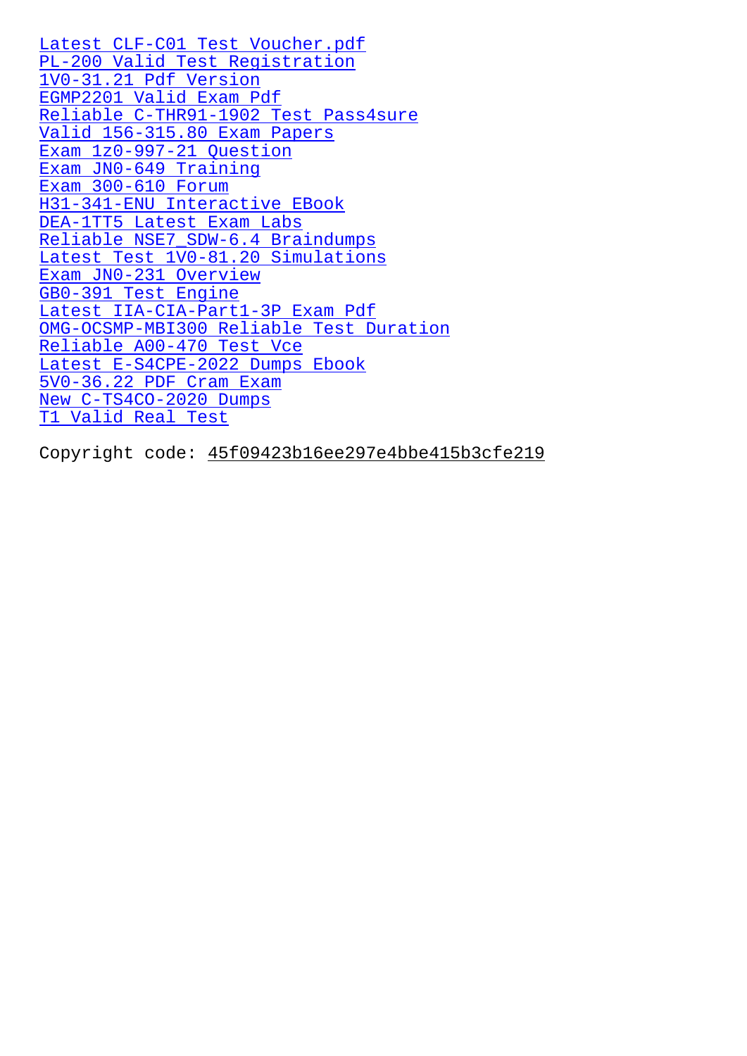Latest CLF-C01 Test Voucher.pdf
PL-200 Valid Test Registration
1V0-31.21 Pdf Version
EGMP2201 Valid Exam Pdf
Reliable C-THR91-1902 Test Pass4sure
Valid 156-315.80 Exam Papers
Exam 1z0-997-21 Question
Exam JN0-649 Training
Exam 300-610 Forum
H31-341-ENU Interactive EBook
DEA-1TT5 Latest Exam Labs
Reliable NSE7_SDW-6.4 Braindumps
Latest Test 1V0-81.20 Simulations
Exam JN0-231 Overview
GB0-391 Test Engine
Latest IIA-CIA-Part1-3P Exam Pdf
OMG-OCSMP-MBI300 Reliable Test Duration
Reliable A00-470 Test Vce
Latest E-S4CPE-2022 Dumps Ebook
5V0-36.22 PDF Cram Exam
New C-TS4CO-2020 Dumps
T1 Valid Real Test

Copyright code: 45f09423b16ee297e4bbe415b3cfe219